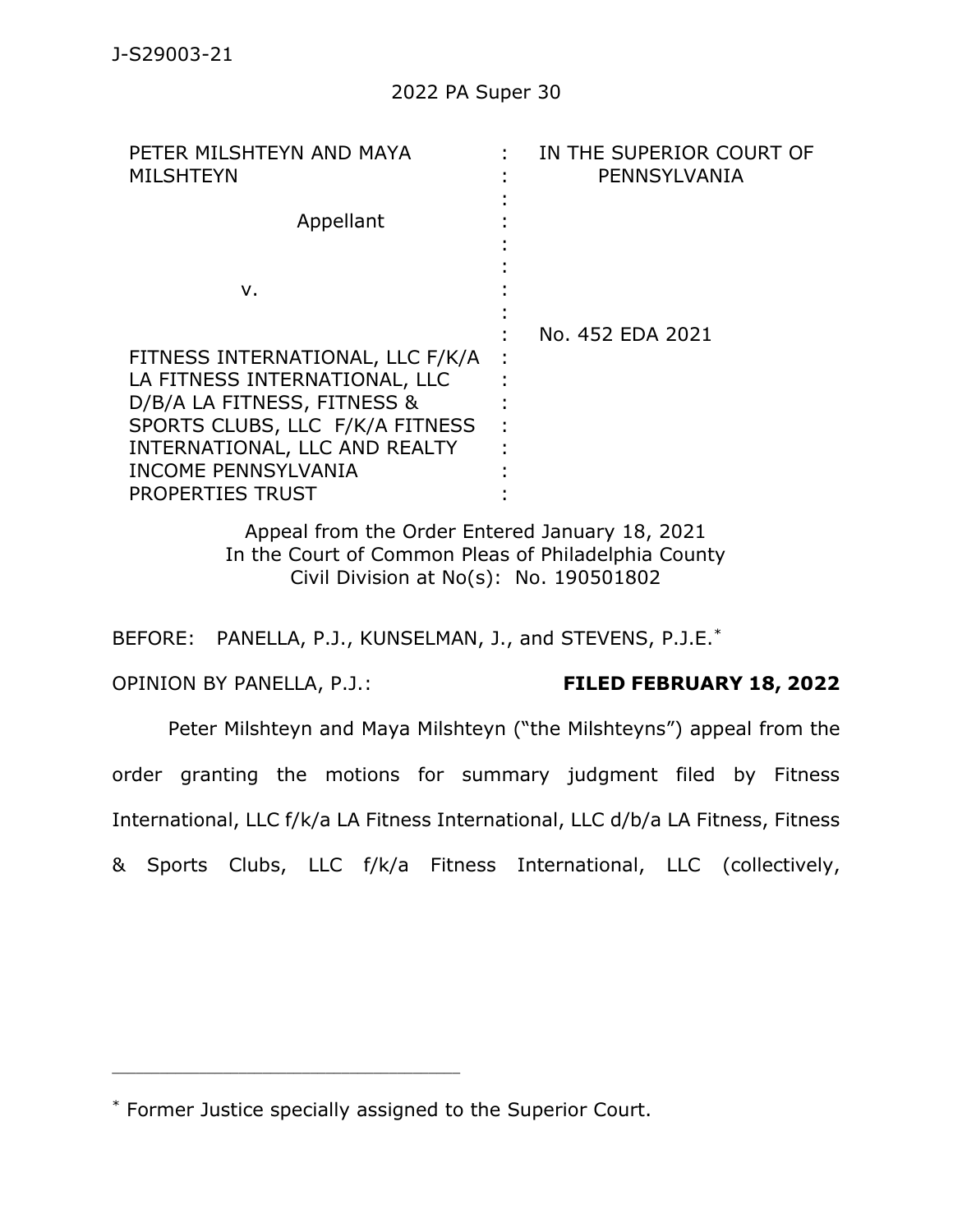J-S29003-21

2022 PA Super 30

| PETER MILSHTEYN AND MAYA MILSHTEYN | : | IN THE SUPERIOR COURT OF PENNSYLVANIA |
|---|---|---|
| Appellant | : | |
| v. | : | |
| FITNESS INTERNATIONAL, LLC F/K/A LA FITNESS INTERNATIONAL, LLC D/B/A LA FITNESS, FITNESS & SPORTS CLUBS, LLC F/K/A FITNESS INTERNATIONAL, LLC AND REALTY INCOME PENNSYLVANIA PROPERTIES TRUST | : | No. 452 EDA 2021 |

Appeal from the Order Entered January 18, 2021
In the Court of Common Pleas of Philadelphia County
Civil Division at No(s): No. 190501802

BEFORE: PANELLA, P.J., KUNSELMAN, J., and STEVENS, P.J.E.*

OPINION BY PANELLA, P.J.: **FILED FEBRUARY 18, 2022**

Peter Milshteyn and Maya Milshteyn ("the Milshteyns") appeal from the order granting the motions for summary judgment filed by Fitness International, LLC f/k/a LA Fitness International, LLC d/b/a LA Fitness, Fitness & Sports Clubs, LLC f/k/a Fitness International, LLC (collectively,

---

* Former Justice specially assigned to the Superior Court.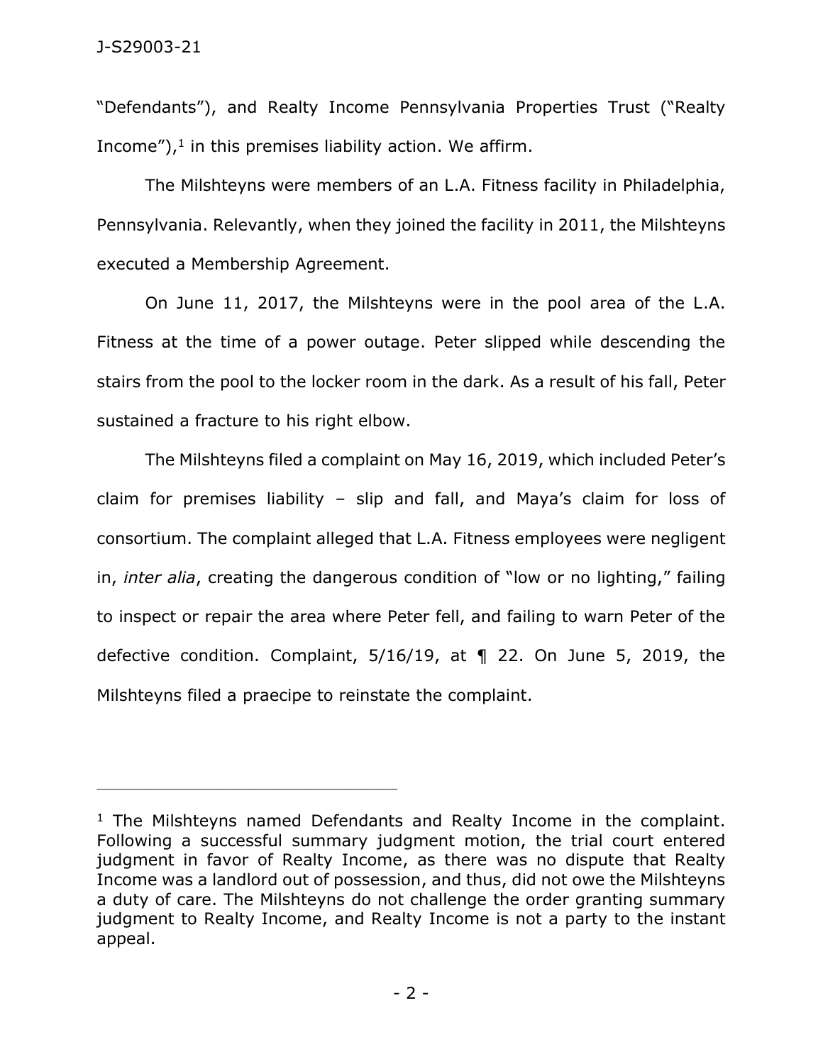"Defendants"), and Realty Income Pennsylvania Properties Trust ("Realty Income"),[1] in this premises liability action. We affirm.

The Milshteyns were members of an L.A. Fitness facility in Philadelphia, Pennsylvania. Relevantly, when they joined the facility in 2011, the Milshteyns executed a Membership Agreement.

On June 11, 2017, the Milshteyns were in the pool area of the L.A. Fitness at the time of a power outage. Peter slipped while descending the stairs from the pool to the locker room in the dark. As a result of his fall, Peter sustained a fracture to his right elbow.

The Milshteyns filed a complaint on May 16, 2019, which included Peter's claim for premises liability – slip and fall, and Maya's claim for loss of consortium. The complaint alleged that L.A. Fitness employees were negligent in, *inter alia*, creating the dangerous condition of "low or no lighting," failing to inspect or repair the area where Peter fell, and failing to warn Peter of the defective condition. Complaint, 5/16/19, at ¶ 22. On June 5, 2019, the Milshteyns filed a praecipe to reinstate the complaint.

---

[1] The Milshteyns named Defendants and Realty Income in the complaint. Following a successful summary judgment motion, the trial court entered judgment in favor of Realty Income, as there was no dispute that Realty Income was a landlord out of possession, and thus, did not owe the Milshteyns a duty of care. The Milshteyns do not challenge the order granting summary judgment to Realty Income, and Realty Income is not a party to the instant appeal.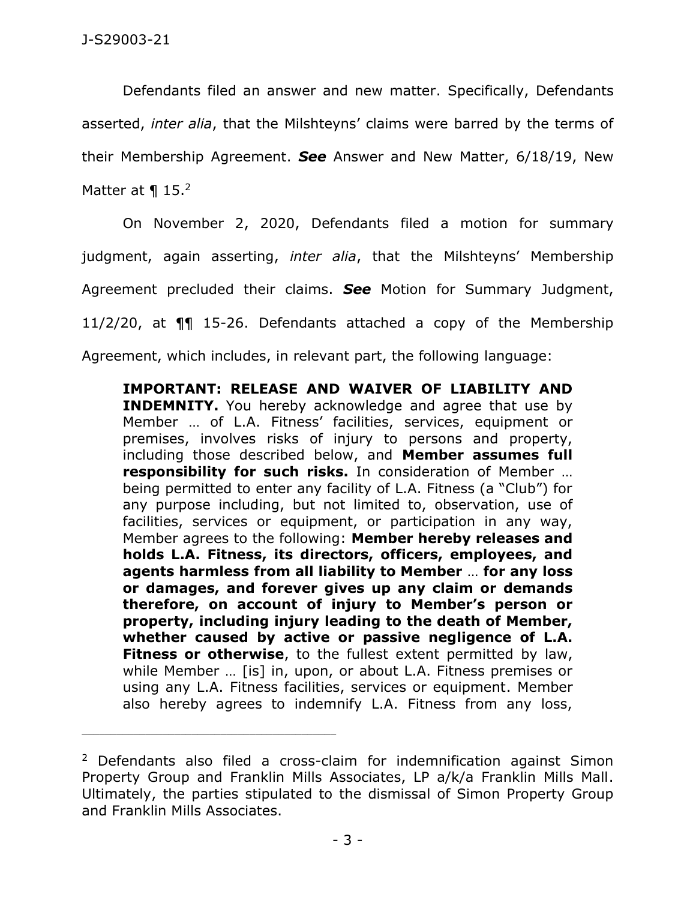Defendants filed an answer and new matter. Specifically, Defendants asserted, *inter alia*, that the Milshteyns' claims were barred by the terms of their Membership Agreement. ***See*** Answer and New Matter, 6/18/19, New Matter at ¶ 15.[2]

On November 2, 2020, Defendants filed a motion for summary judgment, again asserting, *inter alia*, that the Milshteyns' Membership Agreement precluded their claims. ***See*** Motion for Summary Judgment, 11/2/20, at ¶¶ 15-26. Defendants attached a copy of the Membership Agreement, which includes, in relevant part, the following language:

> **IMPORTANT: RELEASE AND WAIVER OF LIABILITY AND INDEMNITY.** You hereby acknowledge and agree that use by Member … of L.A. Fitness' facilities, services, equipment or premises, involves risks of injury to persons and property, including those described below, and **Member assumes full responsibility for such risks.** In consideration of Member … being permitted to enter any facility of L.A. Fitness (a "Club") for any purpose including, but not limited to, observation, use of facilities, services or equipment, or participation in any way, Member agrees to the following: **Member hereby releases and holds L.A. Fitness, its directors, officers, employees, and agents harmless from all liability to Member** … **for any loss or damages, and forever gives up any claim or demands therefore, on account of injury to Member's person or property, including injury leading to the death of Member, whether caused by active or passive negligence of L.A. Fitness or otherwise**, to the fullest extent permitted by law, while Member … [is] in, upon, or about L.A. Fitness premises or using any L.A. Fitness facilities, services or equipment. Member also hereby agrees to indemnify L.A. Fitness from any loss,

---

[2] Defendants also filed a cross-claim for indemnification against Simon Property Group and Franklin Mills Associates, LP a/k/a Franklin Mills Mall. Ultimately, the parties stipulated to the dismissal of Simon Property Group and Franklin Mills Associates.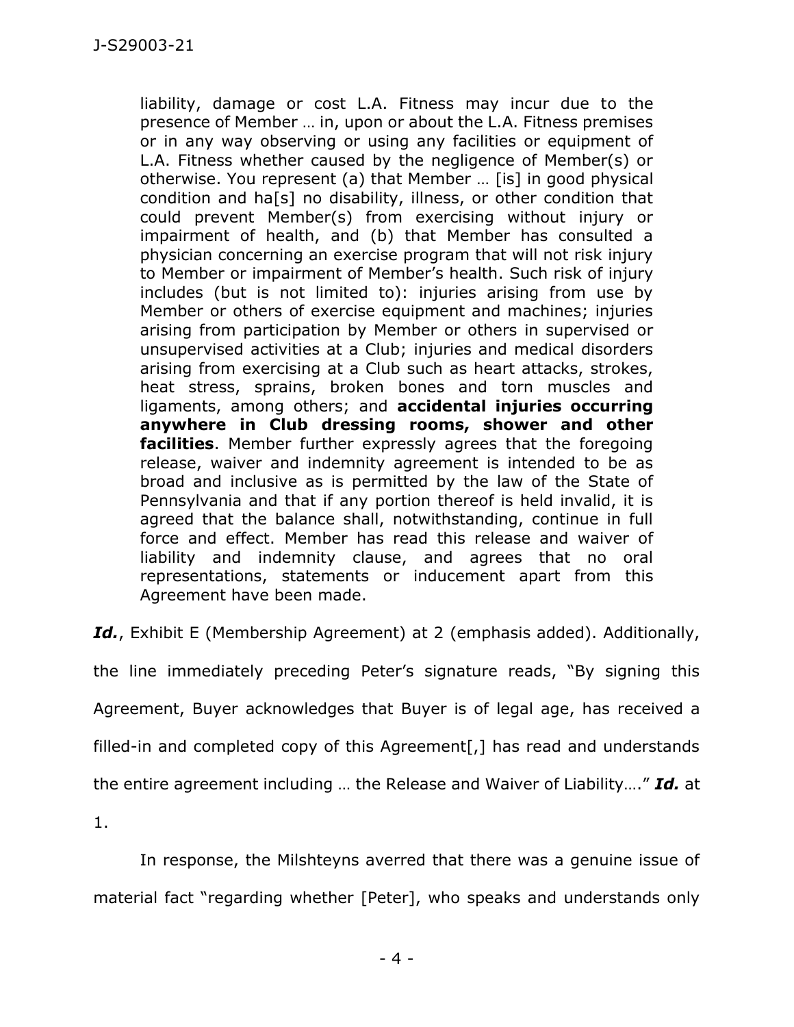> liability, damage or cost L.A. Fitness may incur due to the presence of Member … in, upon or about the L.A. Fitness premises or in any way observing or using any facilities or equipment of L.A. Fitness whether caused by the negligence of Member(s) or otherwise. You represent (a) that Member … [is] in good physical condition and ha[s] no disability, illness, or other condition that could prevent Member(s) from exercising without injury or impairment of health, and (b) that Member has consulted a physician concerning an exercise program that will not risk injury to Member or impairment of Member's health. Such risk of injury includes (but is not limited to): injuries arising from use by Member or others of exercise equipment and machines; injuries arising from participation by Member or others in supervised or unsupervised activities at a Club; injuries and medical disorders arising from exercising at a Club such as heart attacks, strokes, heat stress, sprains, broken bones and torn muscles and ligaments, among others; and **accidental injuries occurring anywhere in Club dressing rooms, shower and other facilities**. Member further expressly agrees that the foregoing release, waiver and indemnity agreement is intended to be as broad and inclusive as is permitted by the law of the State of Pennsylvania and that if any portion thereof is held invalid, it is agreed that the balance shall, notwithstanding, continue in full force and effect. Member has read this release and waiver of liability and indemnity clause, and agrees that no oral representations, statements or inducement apart from this Agreement have been made.

***Id.***, Exhibit E (Membership Agreement) at 2 (emphasis added). Additionally, the line immediately preceding Peter's signature reads, "By signing this Agreement, Buyer acknowledges that Buyer is of legal age, has received a filled-in and completed copy of this Agreement[,] has read and understands the entire agreement including … the Release and Waiver of Liability…." ***Id.*** at 1.

In response, the Milshteyns averred that there was a genuine issue of material fact "regarding whether [Peter], who speaks and understands only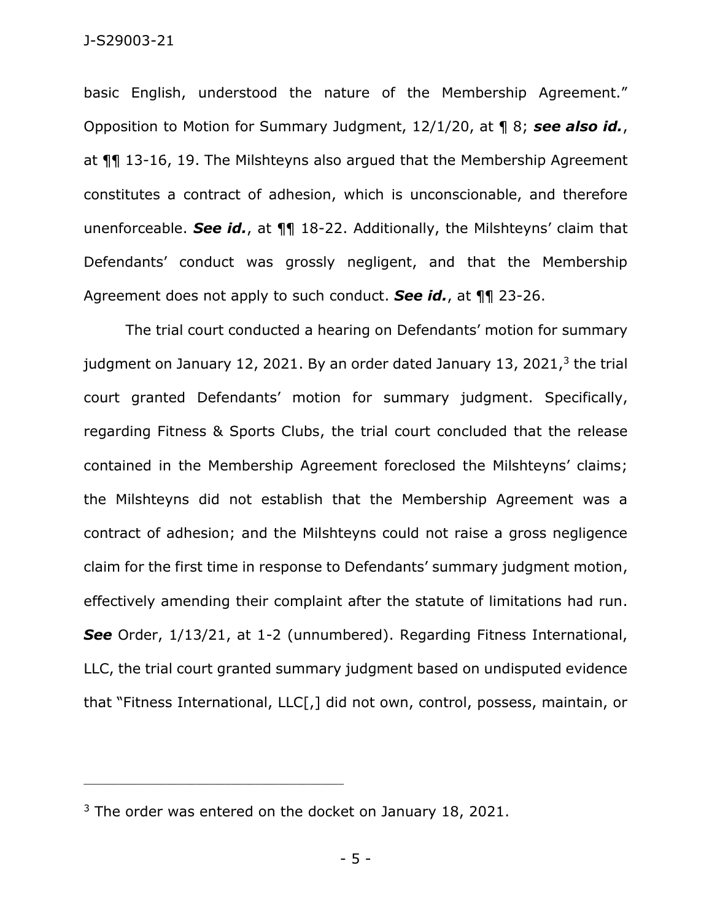basic English, understood the nature of the Membership Agreement." Opposition to Motion for Summary Judgment, 12/1/20, at ¶ 8; ***see also id.***, at ¶¶ 13-16, 19. The Milshteyns also argued that the Membership Agreement constitutes a contract of adhesion, which is unconscionable, and therefore unenforceable. ***See id.***, at ¶¶ 18-22. Additionally, the Milshteyns' claim that Defendants' conduct was grossly negligent, and that the Membership Agreement does not apply to such conduct. ***See id.***, at ¶¶ 23-26.

The trial court conducted a hearing on Defendants' motion for summary judgment on January 12, 2021. By an order dated January 13, 2021,[3] the trial court granted Defendants' motion for summary judgment. Specifically, regarding Fitness & Sports Clubs, the trial court concluded that the release contained in the Membership Agreement foreclosed the Milshteyns' claims; the Milshteyns did not establish that the Membership Agreement was a contract of adhesion; and the Milshteyns could not raise a gross negligence claim for the first time in response to Defendants' summary judgment motion, effectively amending their complaint after the statute of limitations had run. ***See*** Order, 1/13/21, at 1-2 (unnumbered). Regarding Fitness International, LLC, the trial court granted summary judgment based on undisputed evidence that "Fitness International, LLC[,] did not own, control, possess, maintain, or

---

[3] The order was entered on the docket on January 18, 2021.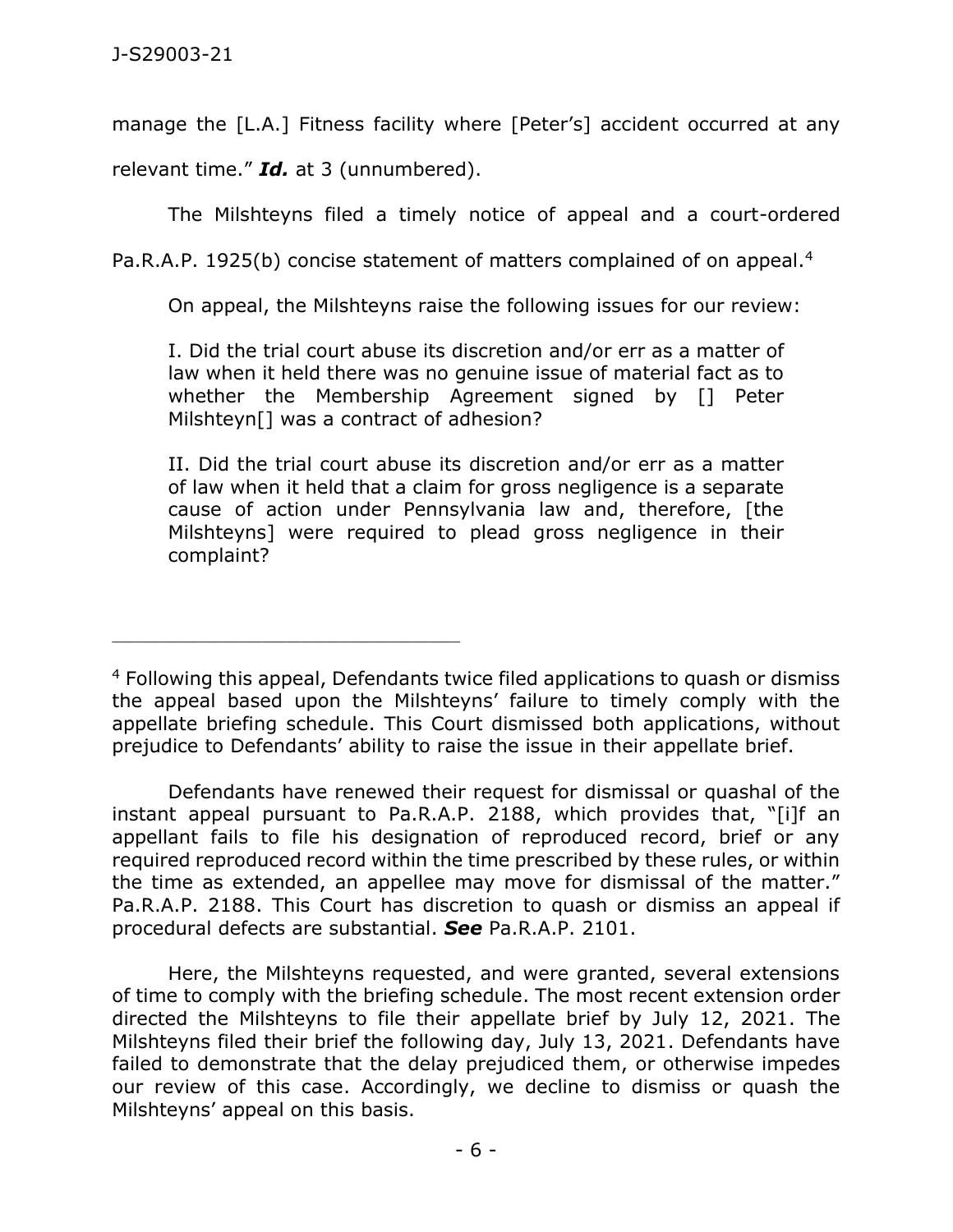manage the [L.A.] Fitness facility where [Peter's] accident occurred at any relevant time." ***Id.*** at 3 (unnumbered).

The Milshteyns filed a timely notice of appeal and a court-ordered Pa.R.A.P. 1925(b) concise statement of matters complained of on appeal.[4]

On appeal, the Milshteyns raise the following issues for our review:

> I. Did the trial court abuse its discretion and/or err as a matter of law when it held there was no genuine issue of material fact as to whether the Membership Agreement signed by [] Peter Milshteyn[] was a contract of adhesion?
>
> II. Did the trial court abuse its discretion and/or err as a matter of law when it held that a claim for gross negligence is a separate cause of action under Pennsylvania law and, therefore, [the Milshteyns] were required to plead gross negligence in their complaint?

---

[4] Following this appeal, Defendants twice filed applications to quash or dismiss the appeal based upon the Milshteyns' failure to timely comply with the appellate briefing schedule. This Court dismissed both applications, without prejudice to Defendants' ability to raise the issue in their appellate brief.

Defendants have renewed their request for dismissal or quashal of the instant appeal pursuant to Pa.R.A.P. 2188, which provides that, "[i]f an appellant fails to file his designation of reproduced record, brief or any required reproduced record within the time prescribed by these rules, or within the time as extended, an appellee may move for dismissal of the matter." Pa.R.A.P. 2188. This Court has discretion to quash or dismiss an appeal if procedural defects are substantial. ***See*** Pa.R.A.P. 2101.

Here, the Milshteyns requested, and were granted, several extensions of time to comply with the briefing schedule. The most recent extension order directed the Milshteyns to file their appellate brief by July 12, 2021. The Milshteyns filed their brief the following day, July 13, 2021. Defendants have failed to demonstrate that the delay prejudiced them, or otherwise impedes our review of this case. Accordingly, we decline to dismiss or quash the Milshteyns' appeal on this basis.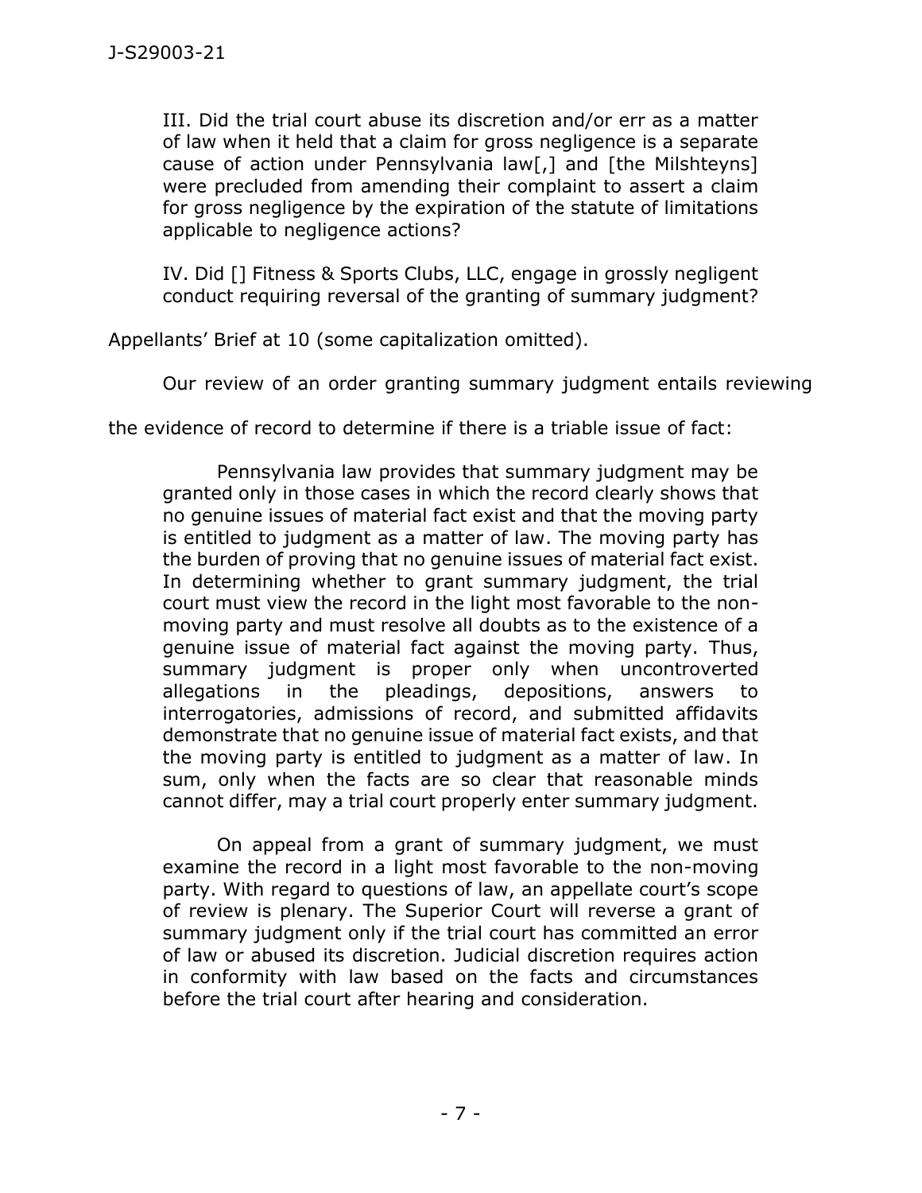> III. Did the trial court abuse its discretion and/or err as a matter of law when it held that a claim for gross negligence is a separate cause of action under Pennsylvania law[,] and [the Milshteyns] were precluded from amending their complaint to assert a claim for gross negligence by the expiration of the statute of limitations applicable to negligence actions?
>
> IV. Did [] Fitness & Sports Clubs, LLC, engage in grossly negligent conduct requiring reversal of the granting of summary judgment?

Appellants' Brief at 10 (some capitalization omitted).

Our review of an order granting summary judgment entails reviewing the evidence of record to determine if there is a triable issue of fact:

> Pennsylvania law provides that summary judgment may be granted only in those cases in which the record clearly shows that no genuine issues of material fact exist and that the moving party is entitled to judgment as a matter of law. The moving party has the burden of proving that no genuine issues of material fact exist. In determining whether to grant summary judgment, the trial court must view the record in the light most favorable to the non-moving party and must resolve all doubts as to the existence of a genuine issue of material fact against the moving party. Thus, summary judgment is proper only when uncontroverted allegations in the pleadings, depositions, answers to interrogatories, admissions of record, and submitted affidavits demonstrate that no genuine issue of material fact exists, and that the moving party is entitled to judgment as a matter of law. In sum, only when the facts are so clear that reasonable minds cannot differ, may a trial court properly enter summary judgment.
>
> On appeal from a grant of summary judgment, we must examine the record in a light most favorable to the non-moving party. With regard to questions of law, an appellate court's scope of review is plenary. The Superior Court will reverse a grant of summary judgment only if the trial court has committed an error of law or abused its discretion. Judicial discretion requires action in conformity with law based on the facts and circumstances before the trial court after hearing and consideration.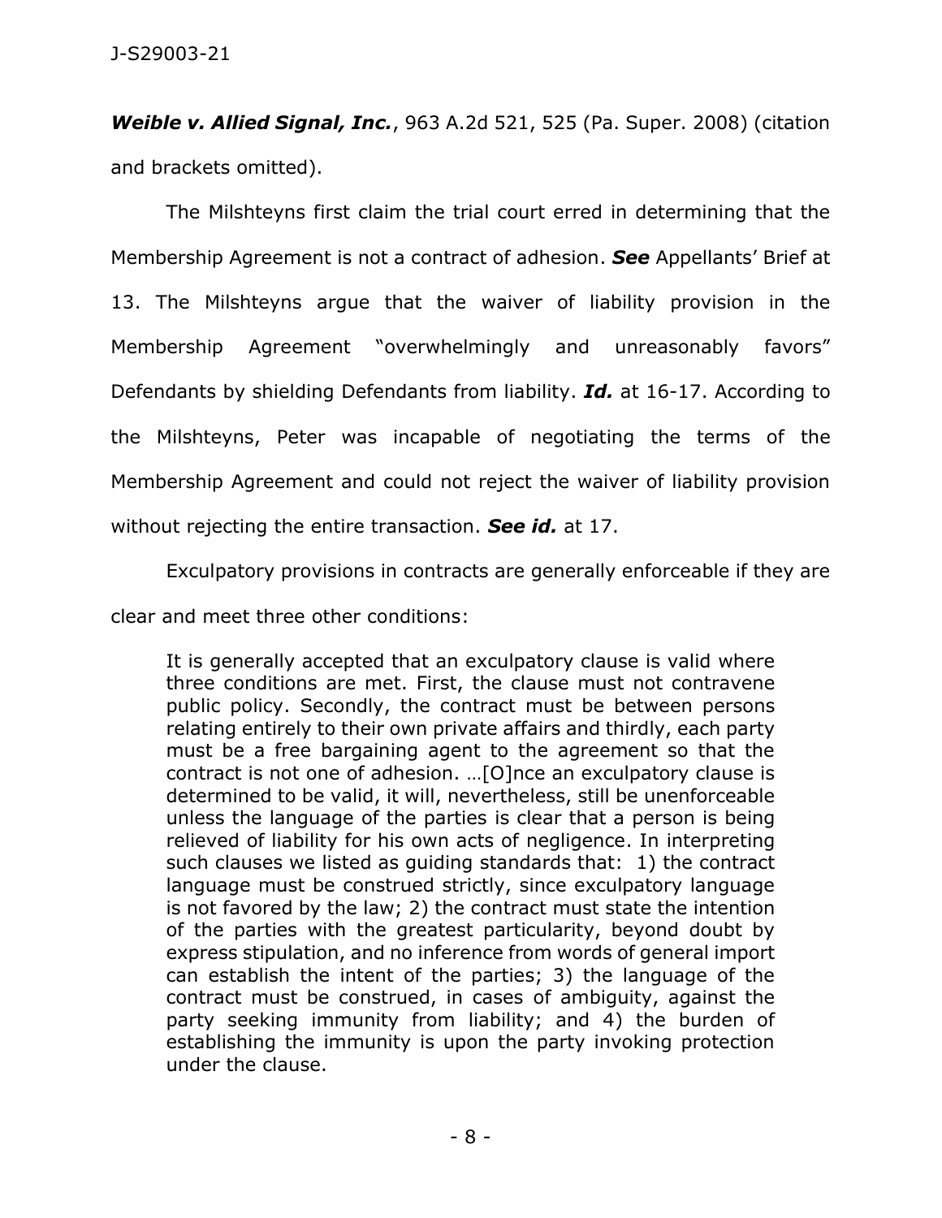***Weible v. Allied Signal, Inc.***, 963 A.2d 521, 525 (Pa. Super. 2008) (citation and brackets omitted).

The Milshteyns first claim the trial court erred in determining that the Membership Agreement is not a contract of adhesion. ***See*** Appellants' Brief at 13. The Milshteyns argue that the waiver of liability provision in the Membership Agreement "overwhelmingly and unreasonably favors" Defendants by shielding Defendants from liability. ***Id.*** at 16-17. According to the Milshteyns, Peter was incapable of negotiating the terms of the Membership Agreement and could not reject the waiver of liability provision without rejecting the entire transaction. ***See id.*** at 17.

Exculpatory provisions in contracts are generally enforceable if they are clear and meet three other conditions:

> It is generally accepted that an exculpatory clause is valid where three conditions are met. First, the clause must not contravene public policy. Secondly, the contract must be between persons relating entirely to their own private affairs and thirdly, each party must be a free bargaining agent to the agreement so that the contract is not one of adhesion. …[O]nce an exculpatory clause is determined to be valid, it will, nevertheless, still be unenforceable unless the language of the parties is clear that a person is being relieved of liability for his own acts of negligence. In interpreting such clauses we listed as guiding standards that: 1) the contract language must be construed strictly, since exculpatory language is not favored by the law; 2) the contract must state the intention of the parties with the greatest particularity, beyond doubt by express stipulation, and no inference from words of general import can establish the intent of the parties; 3) the language of the contract must be construed, in cases of ambiguity, against the party seeking immunity from liability; and 4) the burden of establishing the immunity is upon the party invoking protection under the clause.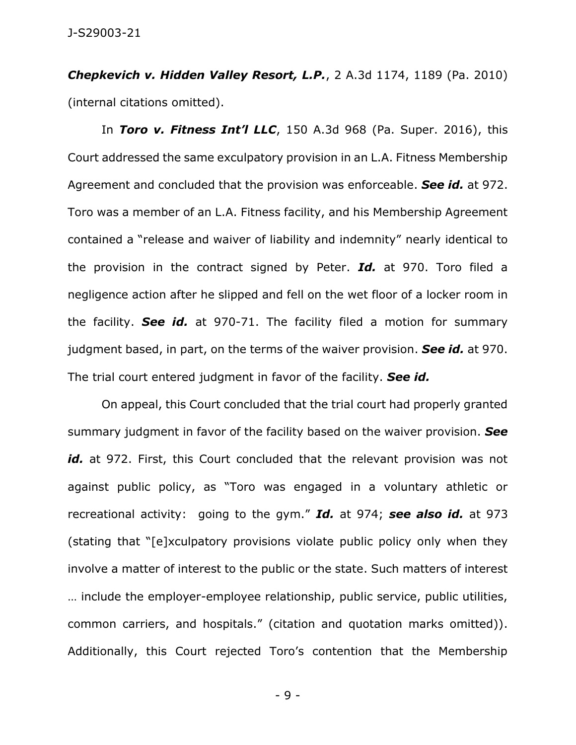***Chepkevich v. Hidden Valley Resort, L.P.***, 2 A.3d 1174, 1189 (Pa. 2010) (internal citations omitted).

In ***Toro v. Fitness Int'l LLC***, 150 A.3d 968 (Pa. Super. 2016), this Court addressed the same exculpatory provision in an L.A. Fitness Membership Agreement and concluded that the provision was enforceable. ***See id.*** at 972. Toro was a member of an L.A. Fitness facility, and his Membership Agreement contained a "release and waiver of liability and indemnity" nearly identical to the provision in the contract signed by Peter. ***Id.*** at 970. Toro filed a negligence action after he slipped and fell on the wet floor of a locker room in the facility. ***See id.*** at 970-71. The facility filed a motion for summary judgment based, in part, on the terms of the waiver provision. ***See id.*** at 970. The trial court entered judgment in favor of the facility. ***See id.***

On appeal, this Court concluded that the trial court had properly granted summary judgment in favor of the facility based on the waiver provision. ***See id.*** at 972. First, this Court concluded that the relevant provision was not against public policy, as "Toro was engaged in a voluntary athletic or recreational activity: going to the gym." ***Id.*** at 974; ***see also id.*** at 973 (stating that "[e]xculpatory provisions violate public policy only when they involve a matter of interest to the public or the state. Such matters of interest … include the employer-employee relationship, public service, public utilities, common carriers, and hospitals." (citation and quotation marks omitted)). Additionally, this Court rejected Toro's contention that the Membership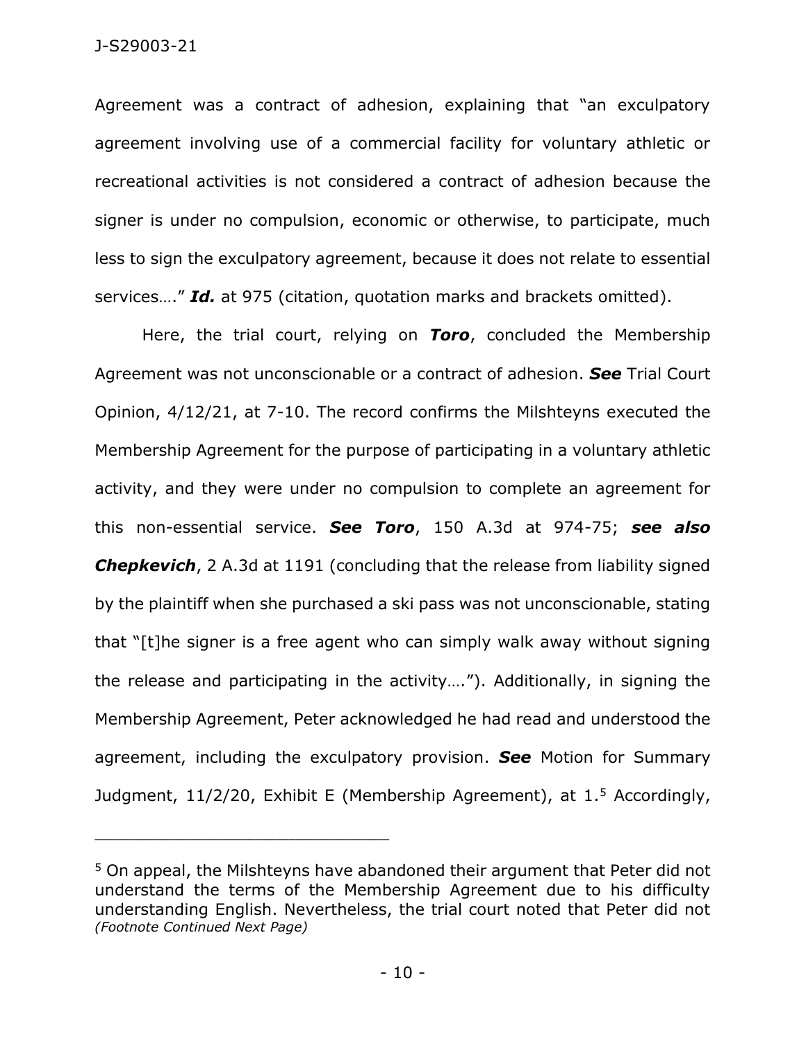Agreement was a contract of adhesion, explaining that "an exculpatory agreement involving use of a commercial facility for voluntary athletic or recreational activities is not considered a contract of adhesion because the signer is under no compulsion, economic or otherwise, to participate, much less to sign the exculpatory agreement, because it does not relate to essential services…." ***Id.*** at 975 (citation, quotation marks and brackets omitted).

Here, the trial court, relying on ***Toro***, concluded the Membership Agreement was not unconscionable or a contract of adhesion. ***See*** Trial Court Opinion, 4/12/21, at 7-10. The record confirms the Milshteyns executed the Membership Agreement for the purpose of participating in a voluntary athletic activity, and they were under no compulsion to complete an agreement for this non-essential service. ***See Toro***, 150 A.3d at 974-75; ***see also Chepkevich***, 2 A.3d at 1191 (concluding that the release from liability signed by the plaintiff when she purchased a ski pass was not unconscionable, stating that "[t]he signer is a free agent who can simply walk away without signing the release and participating in the activity…."). Additionally, in signing the Membership Agreement, Peter acknowledged he had read and understood the agreement, including the exculpatory provision. ***See*** Motion for Summary Judgment, 11/2/20, Exhibit E (Membership Agreement), at 1.[5] Accordingly,

---

[5] On appeal, the Milshteyns have abandoned their argument that Peter did not understand the terms of the Membership Agreement due to his difficulty understanding English. Nevertheless, the trial court noted that Peter did not *(Footnote Continued Next Page)*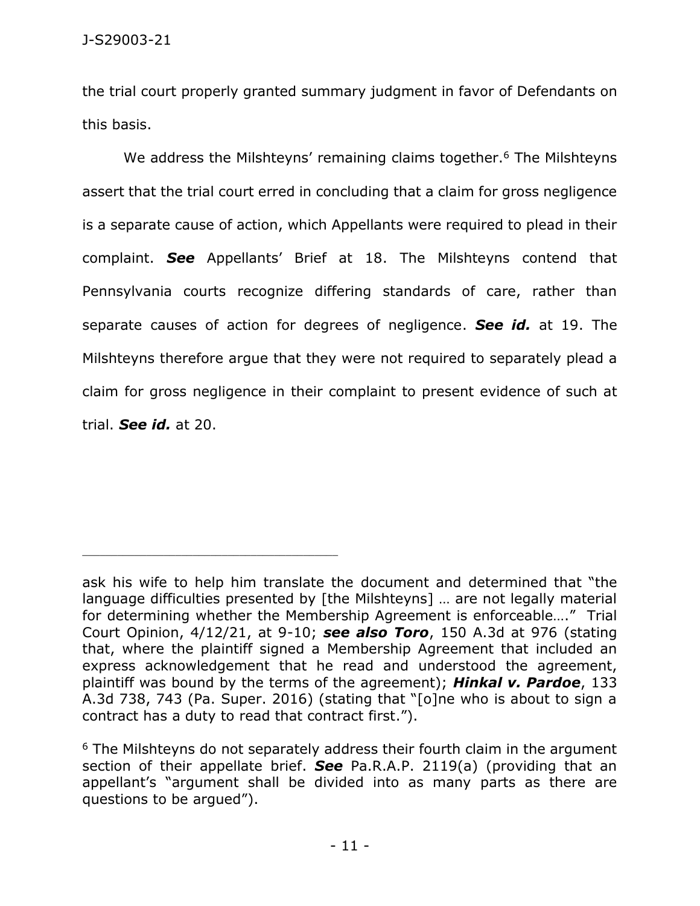the trial court properly granted summary judgment in favor of Defendants on this basis.

We address the Milshteyns' remaining claims together.[6] The Milshteyns assert that the trial court erred in concluding that a claim for gross negligence is a separate cause of action, which Appellants were required to plead in their complaint. ***See*** Appellants' Brief at 18. The Milshteyns contend that Pennsylvania courts recognize differing standards of care, rather than separate causes of action for degrees of negligence. ***See id.*** at 19. The Milshteyns therefore argue that they were not required to separately plead a claim for gross negligence in their complaint to present evidence of such at trial. ***See id.*** at 20.

---

ask his wife to help him translate the document and determined that "the language difficulties presented by [the Milshteyns] … are not legally material for determining whether the Membership Agreement is enforceable…." Trial Court Opinion, 4/12/21, at 9-10; ***see also Toro***, 150 A.3d at 976 (stating that, where the plaintiff signed a Membership Agreement that included an express acknowledgement that he read and understood the agreement, plaintiff was bound by the terms of the agreement); ***Hinkal v. Pardoe***, 133 A.3d 738, 743 (Pa. Super. 2016) (stating that "[o]ne who is about to sign a contract has a duty to read that contract first.").

[6] The Milshteyns do not separately address their fourth claim in the argument section of their appellate brief. ***See*** Pa.R.A.P. 2119(a) (providing that an appellant's "argument shall be divided into as many parts as there are questions to be argued").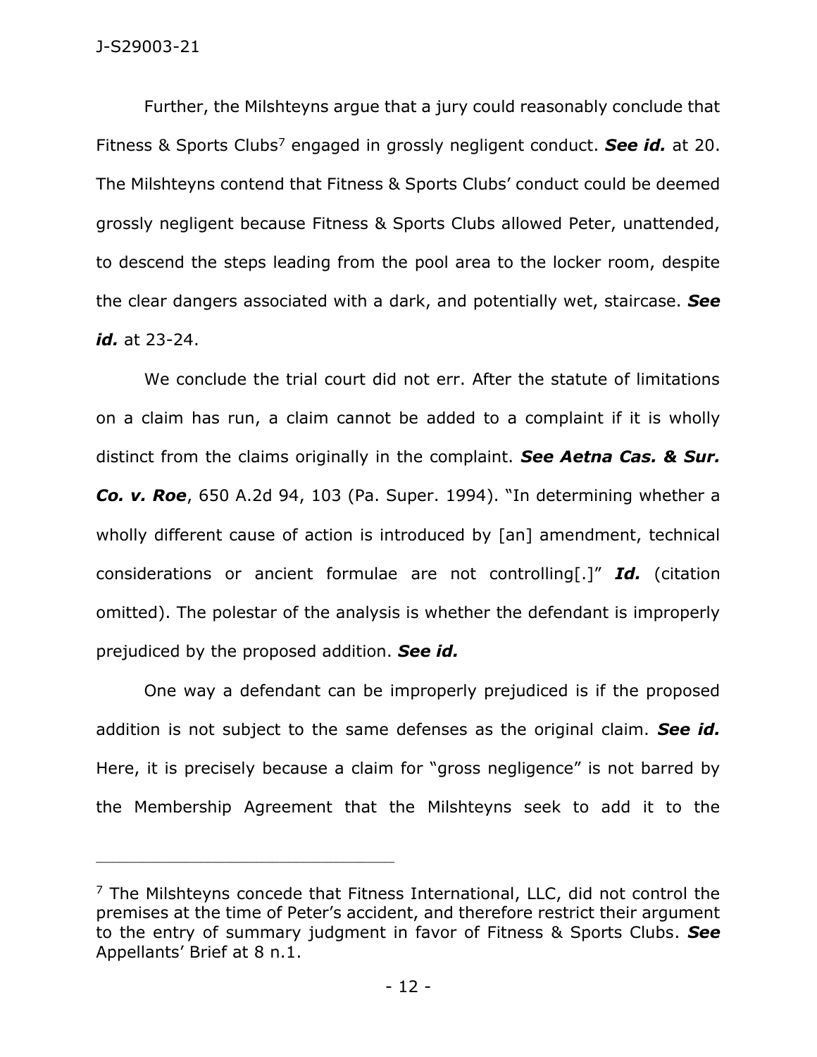Further, the Milshteyns argue that a jury could reasonably conclude that Fitness & Sports Clubs[7] engaged in grossly negligent conduct. ***See id.*** at 20. The Milshteyns contend that Fitness & Sports Clubs' conduct could be deemed grossly negligent because Fitness & Sports Clubs allowed Peter, unattended, to descend the steps leading from the pool area to the locker room, despite the clear dangers associated with a dark, and potentially wet, staircase. ***See id.*** at 23-24.

We conclude the trial court did not err. After the statute of limitations on a claim has run, a claim cannot be added to a complaint if it is wholly distinct from the claims originally in the complaint. ***See Aetna Cas. & Sur. Co. v. Roe***, 650 A.2d 94, 103 (Pa. Super. 1994). "In determining whether a wholly different cause of action is introduced by [an] amendment, technical considerations or ancient formulae are not controlling[.]" ***Id.*** (citation omitted). The polestar of the analysis is whether the defendant is improperly prejudiced by the proposed addition. ***See id.***

One way a defendant can be improperly prejudiced is if the proposed addition is not subject to the same defenses as the original claim. ***See id.*** Here, it is precisely because a claim for "gross negligence" is not barred by the Membership Agreement that the Milshteyns seek to add it to the

---

[7] The Milshteyns concede that Fitness International, LLC, did not control the premises at the time of Peter's accident, and therefore restrict their argument to the entry of summary judgment in favor of Fitness & Sports Clubs. ***See*** Appellants' Brief at 8 n.1.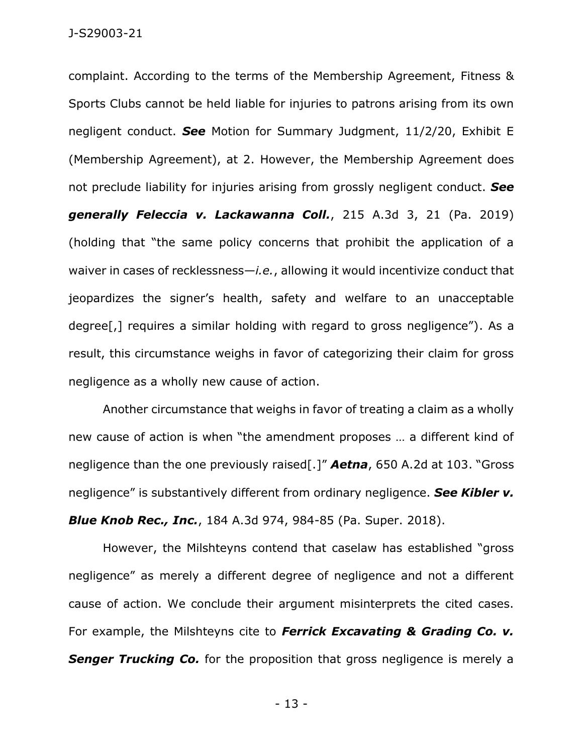complaint. According to the terms of the Membership Agreement, Fitness & Sports Clubs cannot be held liable for injuries to patrons arising from its own negligent conduct. ***See*** Motion for Summary Judgment, 11/2/20, Exhibit E (Membership Agreement), at 2. However, the Membership Agreement does not preclude liability for injuries arising from grossly negligent conduct. ***See generally Feleccia v. Lackawanna Coll.***, 215 A.3d 3, 21 (Pa. 2019) (holding that "the same policy concerns that prohibit the application of a waiver in cases of recklessness—*i.e.*, allowing it would incentivize conduct that jeopardizes the signer's health, safety and welfare to an unacceptable degree[,] requires a similar holding with regard to gross negligence"). As a result, this circumstance weighs in favor of categorizing their claim for gross negligence as a wholly new cause of action.

Another circumstance that weighs in favor of treating a claim as a wholly new cause of action is when "the amendment proposes … a different kind of negligence than the one previously raised[.]" ***Aetna***, 650 A.2d at 103. "Gross negligence" is substantively different from ordinary negligence. ***See Kibler v. Blue Knob Rec., Inc.***, 184 A.3d 974, 984-85 (Pa. Super. 2018).

However, the Milshteyns contend that caselaw has established "gross negligence" as merely a different degree of negligence and not a different cause of action. We conclude their argument misinterprets the cited cases. For example, the Milshteyns cite to ***Ferrick Excavating & Grading Co. v. Senger Trucking Co.*** for the proposition that gross negligence is merely a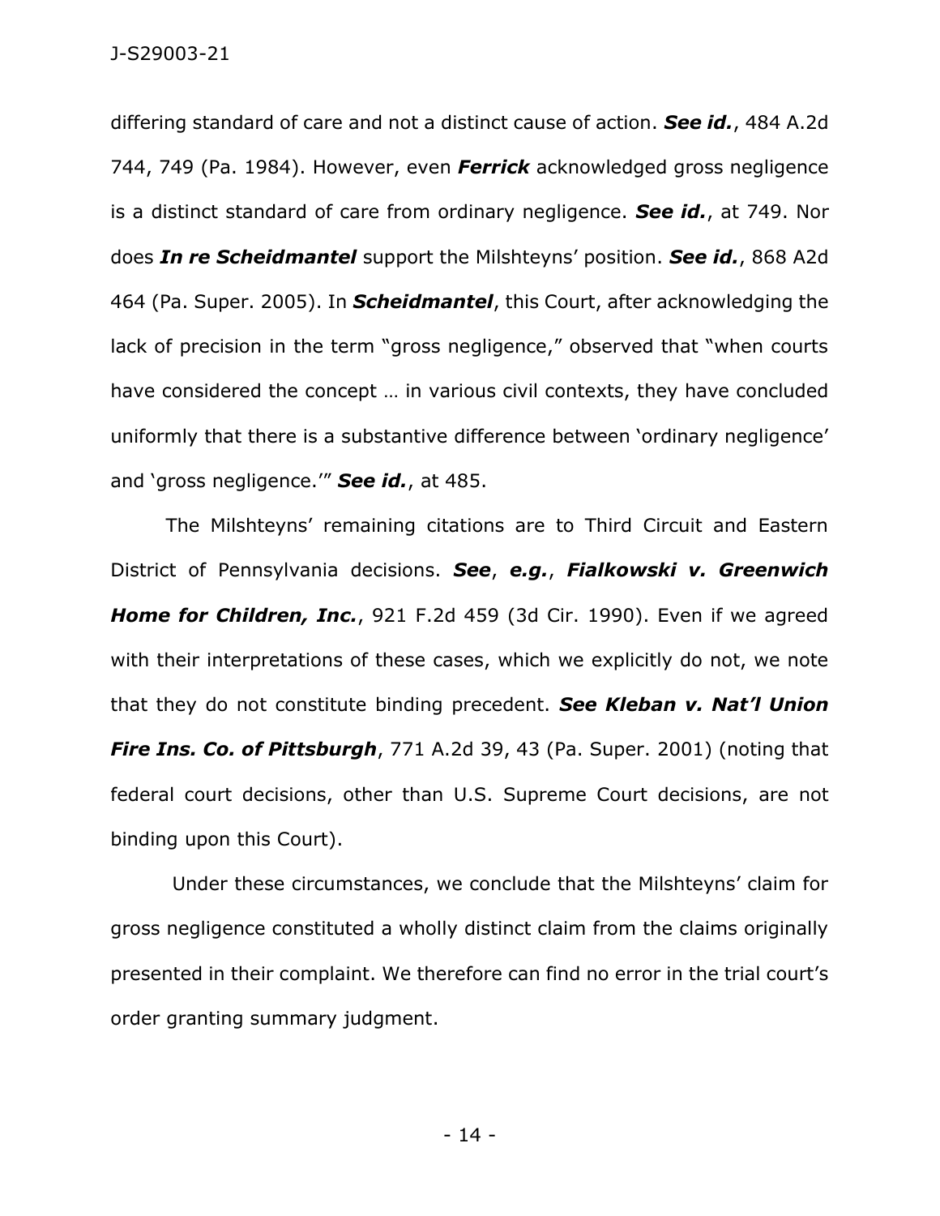differing standard of care and not a distinct cause of action. ***See id.***, 484 A.2d 744, 749 (Pa. 1984). However, even ***Ferrick*** acknowledged gross negligence is a distinct standard of care from ordinary negligence. ***See id.***, at 749. Nor does ***In re Scheidmantel*** support the Milshteyns' position. ***See id.***, 868 A2d 464 (Pa. Super. 2005). In ***Scheidmantel***, this Court, after acknowledging the lack of precision in the term "gross negligence," observed that "when courts have considered the concept … in various civil contexts, they have concluded uniformly that there is a substantive difference between 'ordinary negligence' and 'gross negligence.'" ***See id.***, at 485.

The Milshteyns' remaining citations are to Third Circuit and Eastern District of Pennsylvania decisions. ***See***, ***e.g.***, ***Fialkowski v. Greenwich Home for Children, Inc.***, 921 F.2d 459 (3d Cir. 1990). Even if we agreed with their interpretations of these cases, which we explicitly do not, we note that they do not constitute binding precedent. ***See Kleban v. Nat'l Union Fire Ins. Co. of Pittsburgh***, 771 A.2d 39, 43 (Pa. Super. 2001) (noting that federal court decisions, other than U.S. Supreme Court decisions, are not binding upon this Court).

Under these circumstances, we conclude that the Milshteyns' claim for gross negligence constituted a wholly distinct claim from the claims originally presented in their complaint. We therefore can find no error in the trial court's order granting summary judgment.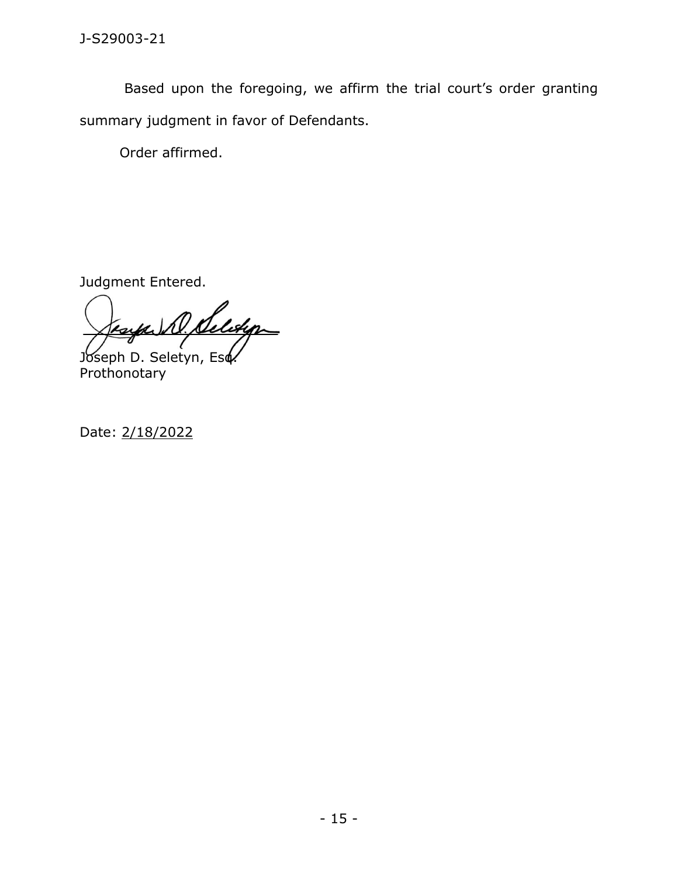Based upon the foregoing, we affirm the trial court's order granting summary judgment in favor of Defendants.

Order affirmed.

Judgment Entered.

Joseph D. Seletyn, Esq.
Prothonotary

Date: 2/18/2022